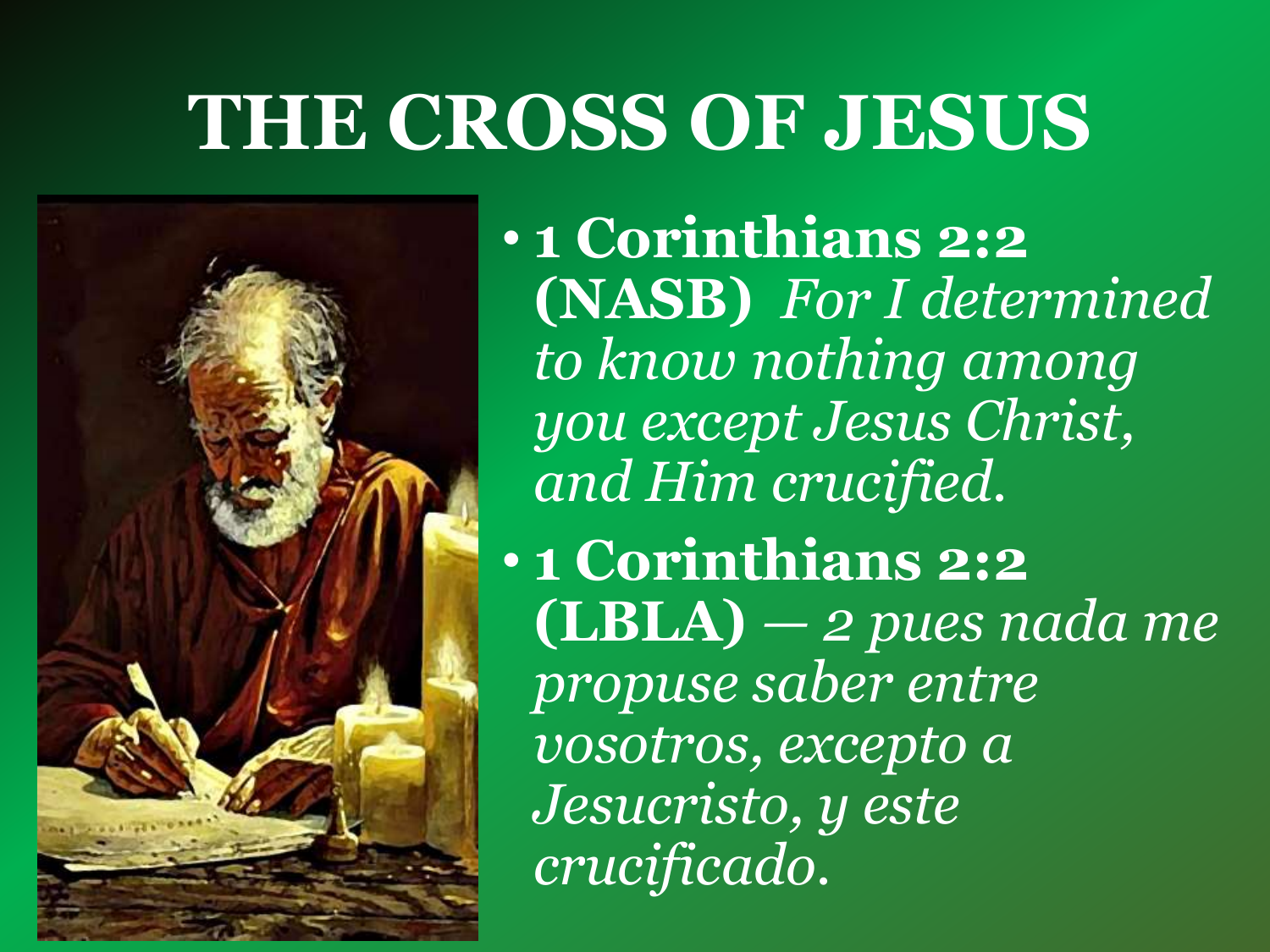# THE CROSS OF JESUS

- **1 Corinthians 2:2 (NASB)** *For I determined to know nothing among you except Jesus Christ, and Him crucified.*
- **1 Corinthians 2:2 (LBLA)** — *2 pues nada me propuse saber entre vosotros, excepto a Jesucristo, y este crucificado.*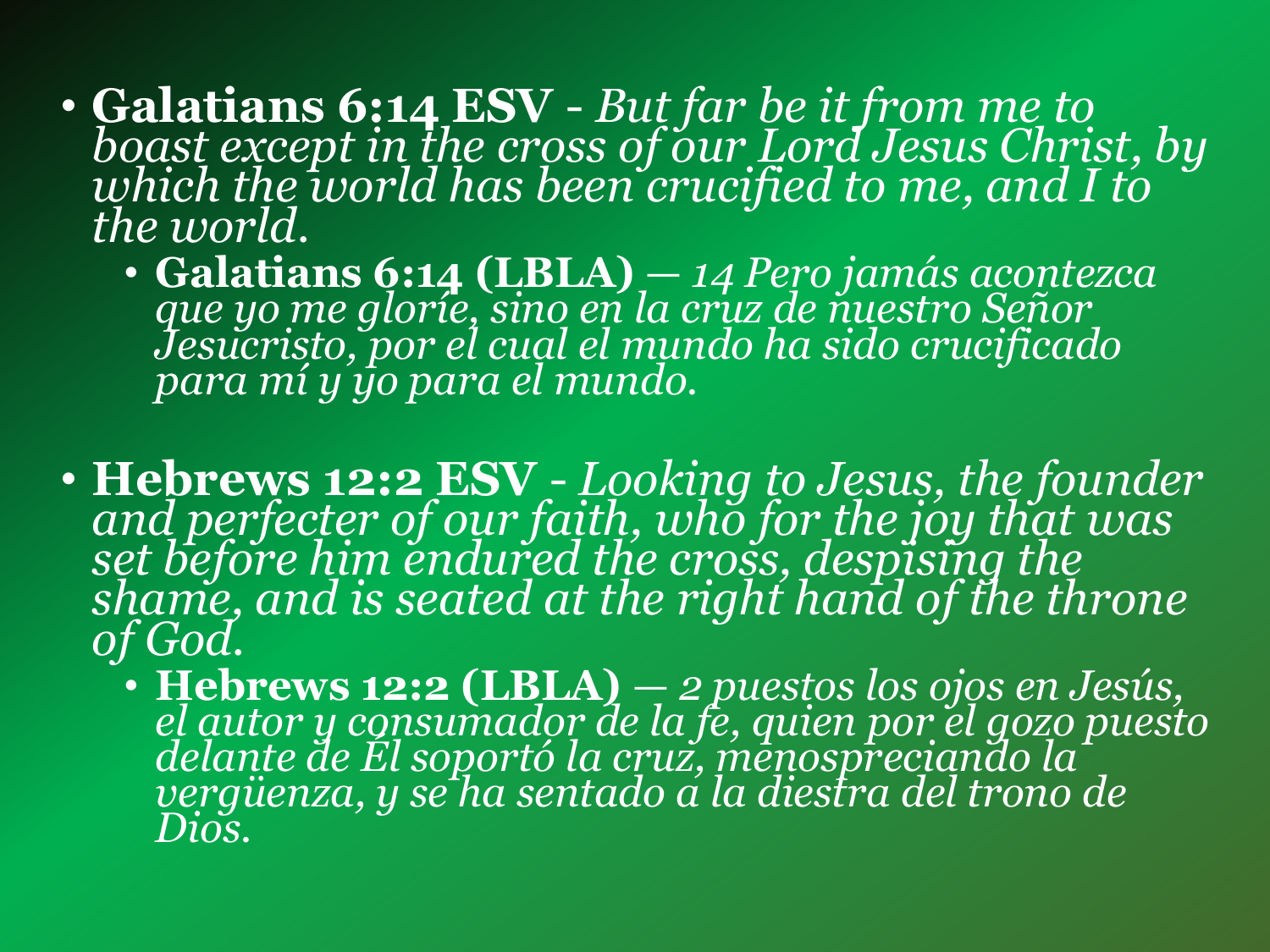- **Galatians 6:14 ESV** - *But far be it from me to boast except in the cross of our Lord Jesus Christ, by which the world has been crucified to me, and I to the world.*
  - **Galatians 6:14 (LBLA)** — *14 Pero jamás acontezca que yo me gloríe, sino en la cruz de nuestro Señor Jesucristo, por el cual el mundo ha sido crucificado para mí y yo para el mundo.*

- **Hebrews 12:2 ESV** - *Looking to Jesus, the founder and perfecter of our faith, who for the joy that was set before him endured the cross, despising the shame, and is seated at the right hand of the throne of God.*
  - **Hebrews 12:2 (LBLA)** — *2 puestos los ojos en Jesús, el autor y consumador de la fe, quien por el gozo puesto delante de Él soportó la cruz, menospreciando la vergüenza, y se ha sentado a la diestra del trono de Dios.*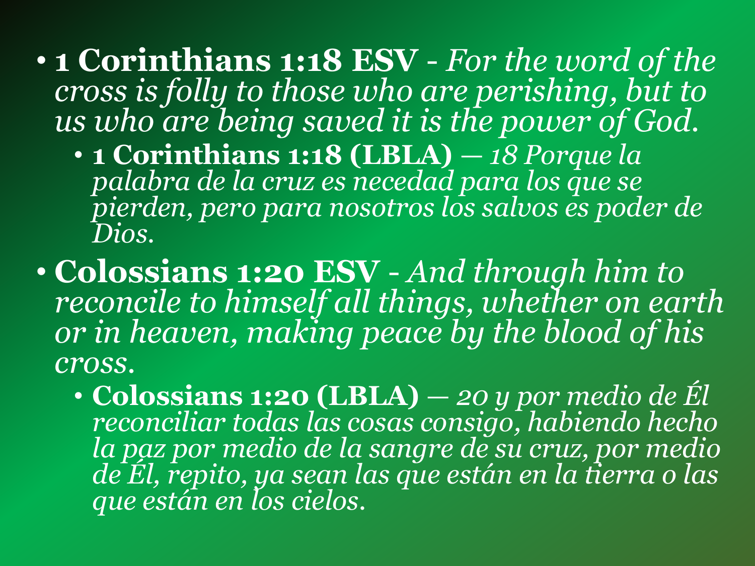- **1 Corinthians 1:18 ESV** - *For the word of the cross is folly to those who are perishing, but to us who are being saved it is the power of God.*
  - **1 Corinthians 1:18 (LBLA)** — *18 Porque la palabra de la cruz es necedad para los que se pierden, pero para nosotros los salvos es poder de Dios.*
- **Colossians 1:20 ESV** - *And through him to reconcile to himself all things, whether on earth or in heaven, making peace by the blood of his cross.*
  - **Colossians 1:20 (LBLA)** — *20 y por medio de Él reconciliar todas las cosas consigo, habiendo hecho la paz por medio de la sangre de su cruz, por medio de Él, repito, ya sean las que están en la tierra o las que están en los cielos.*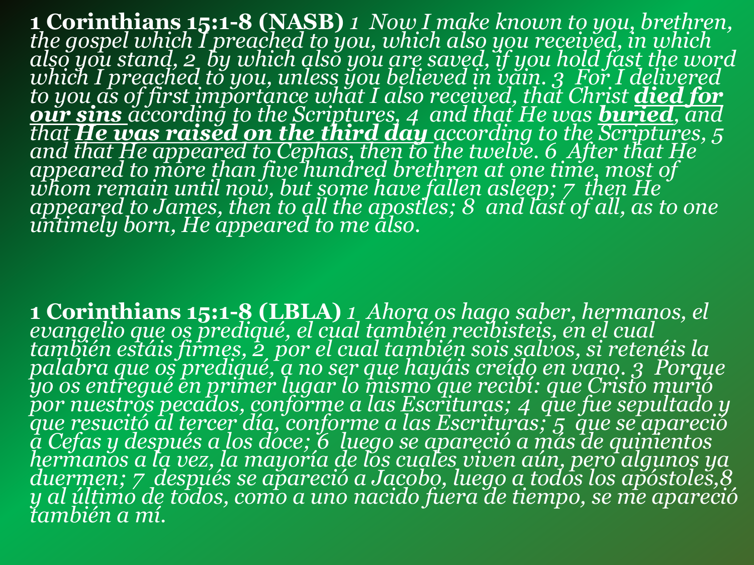**1 Corinthians 15:1-8 (NASB)** *1 Now I make known to you, brethren, the gospel which I preached to you, which also you received, in which also you stand, 2 by which also you are saved, if you hold fast the word which I preached to you, unless you believed in vain. 3 For I delivered to you as of first importance what I also received, that Christ* ***died for our sins*** *according to the Scriptures, 4 and that He was* ***buried****, and that* ***He was raised on the third day*** *according to the Scriptures, 5 and that He appeared to Cephas, then to the twelve. 6 After that He appeared to more than five hundred brethren at one time, most of whom remain until now, but some have fallen asleep; 7 then He appeared to James, then to all the apostles; 8 and last of all, as to one untimely born, He appeared to me also.*

**1 Corinthians 15:1-8 (LBLA)** *1 Ahora os hago saber, hermanos, el evangelio que os prediqué, el cual también recibisteis, en el cual también estáis firmes, 2 por el cual también sois salvos, si retenéis la palabra que os prediqué, a no ser que hayáis creído en vano. 3 Porque yo os entregué en primer lugar lo mismo que recibí: que Cristo murió por nuestros pecados, conforme a las Escrituras; 4 que fue sepultado y que resucitó al tercer día, conforme a las Escrituras; 5 que se apareció a Cefas y después a los doce; 6 luego se apareció a más de quinientos hermanos a la vez, la mayoría de los cuales viven aún, pero algunos ya duermen; 7 después se apareció a Jacobo, luego a todos los apóstoles,8 y al último de todos, como a uno nacido fuera de tiempo, se me apareció también a mí.*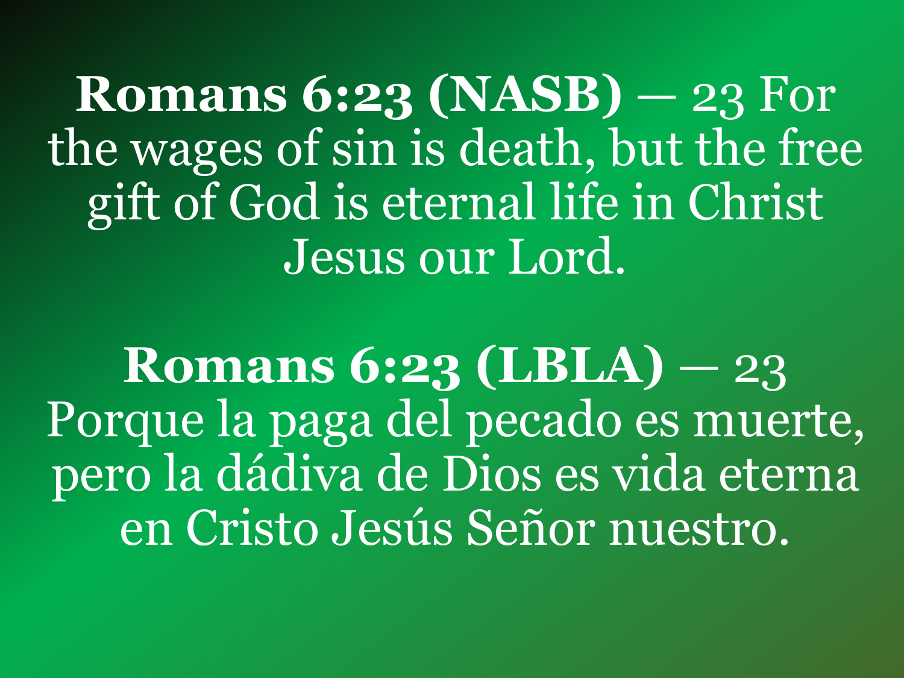**Romans 6:23 (NASB)** — 23 For the wages of sin is death, but the free gift of God is eternal life in Christ Jesus our Lord.

**Romans 6:23 (LBLA)** — 23 Porque la paga del pecado es muerte, pero la dádiva de Dios es vida eterna en Cristo Jesús Señor nuestro.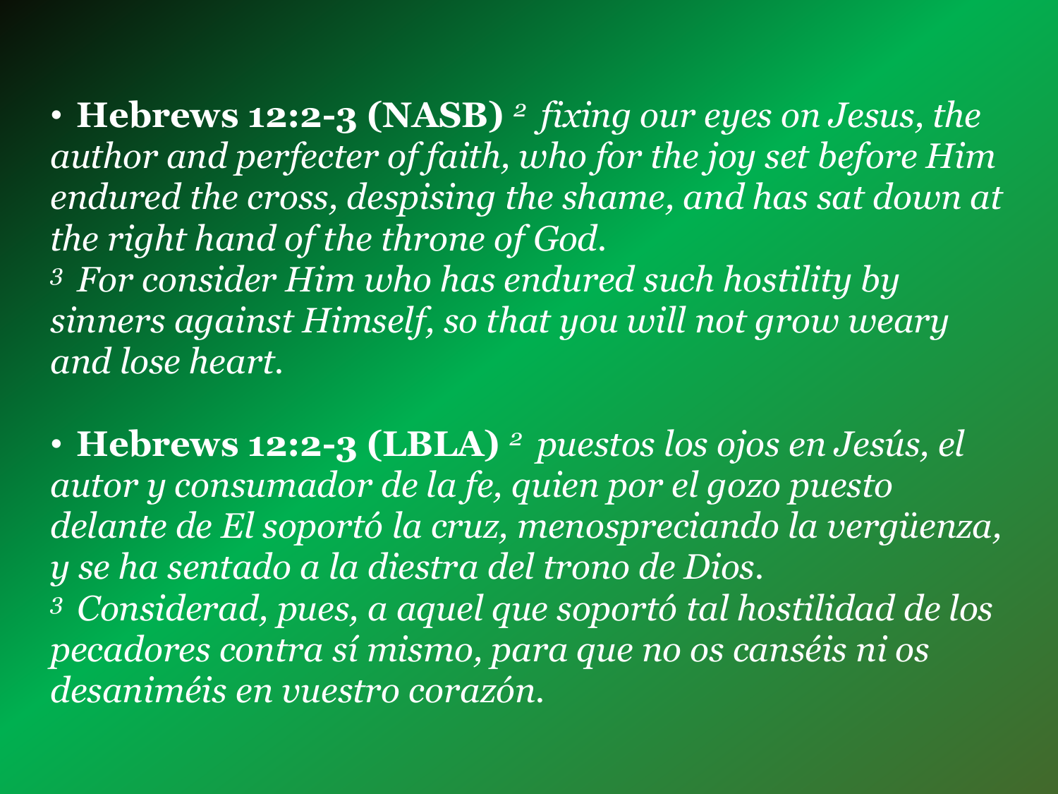- **Hebrews 12:2-3 (NASB)** [2] *fixing our eyes on Jesus, the author and perfecter of faith, who for the joy set before Him endured the cross, despising the shame, and has sat down at the right hand of the throne of God.*
  [3] *For consider Him who has endured such hostility by sinners against Himself, so that you will not grow weary and lose heart.*

- **Hebrews 12:2-3 (LBLA)** [2] *puestos los ojos en Jesús, el autor y consumador de la fe, quien por el gozo puesto delante de El soportó la cruz, menospreciando la vergüenza, y se ha sentado a la diestra del trono de Dios.*
  [3] *Considerad, pues, a aquel que soportó tal hostilidad de los pecadores contra sí mismo, para que no os canséis ni os desaniméis en vuestro corazón.*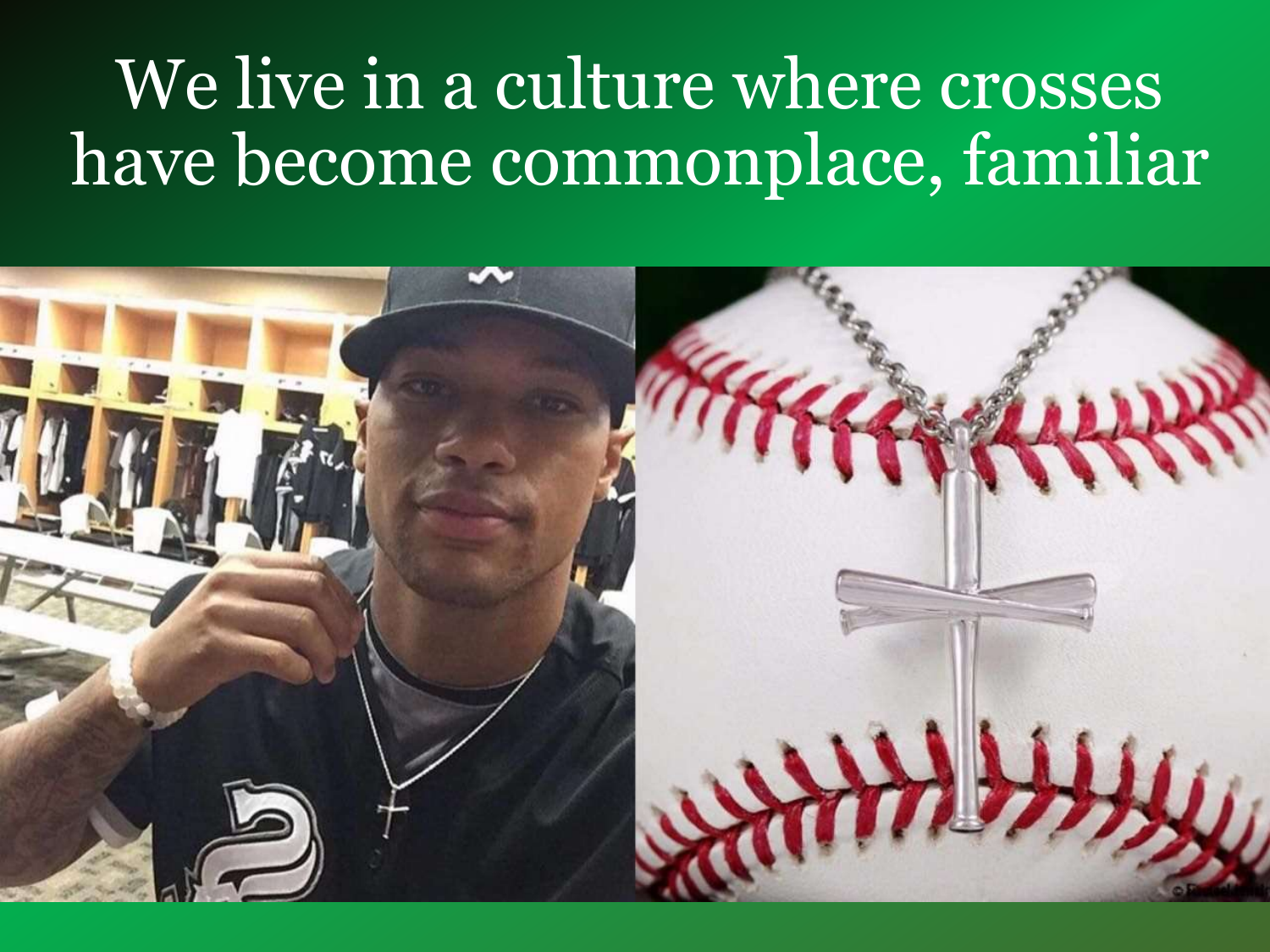# We live in a culture where crosses have become commonplace, familiar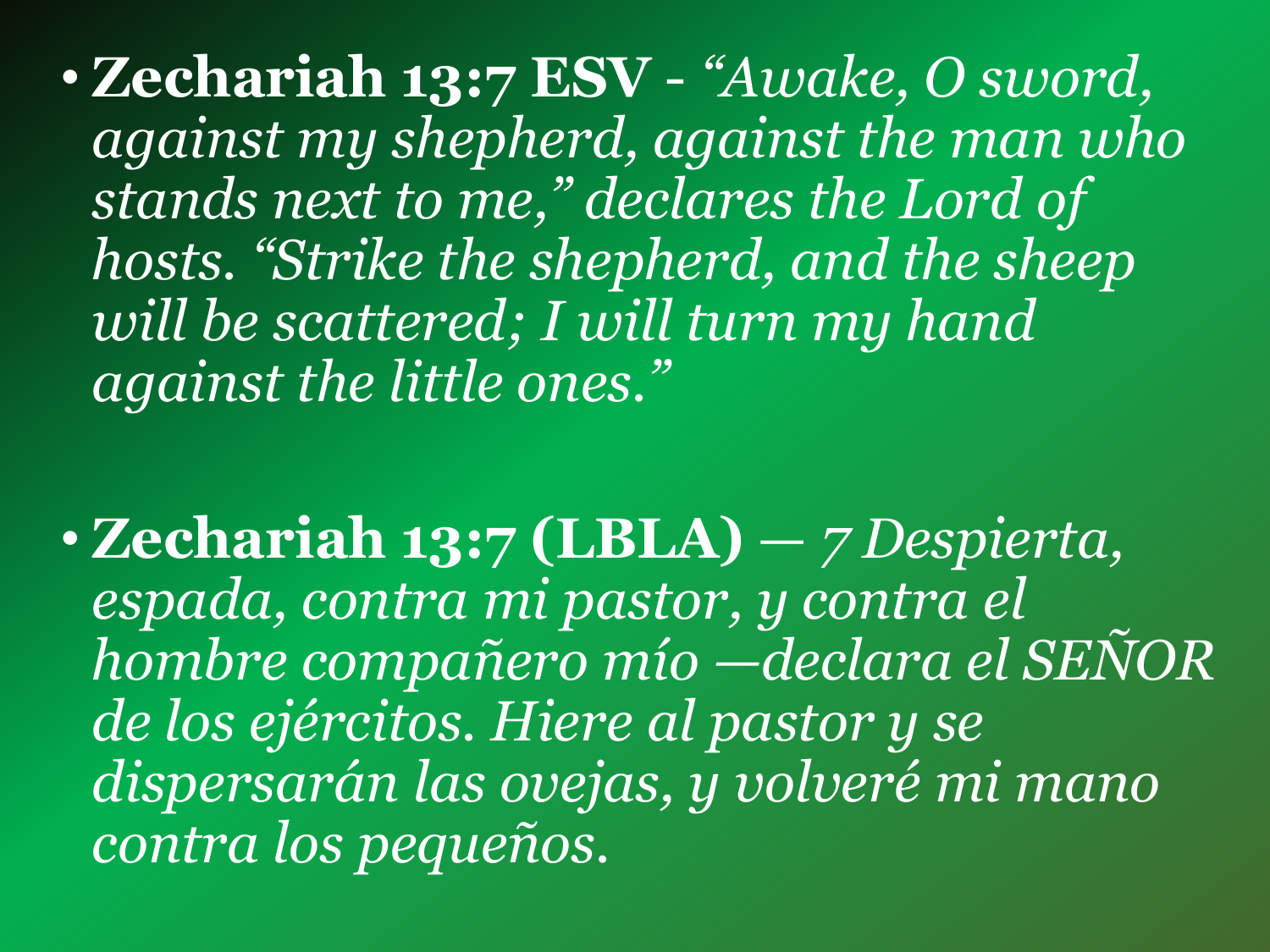- **Zechariah 13:7 ESV** - *“Awake, O sword, against my shepherd, against the man who stands next to me,” declares the Lord of hosts. “Strike the shepherd, and the sheep will be scattered; I will turn my hand against the little ones.”*

- **Zechariah 13:7 (LBLA)** — *7 Despierta, espada, contra mi pastor, y contra el hombre compañero mío —declara el SEÑOR de los ejércitos. Hiere al pastor y se dispersarán las ovejas, y volveré mi mano contra los pequeños.*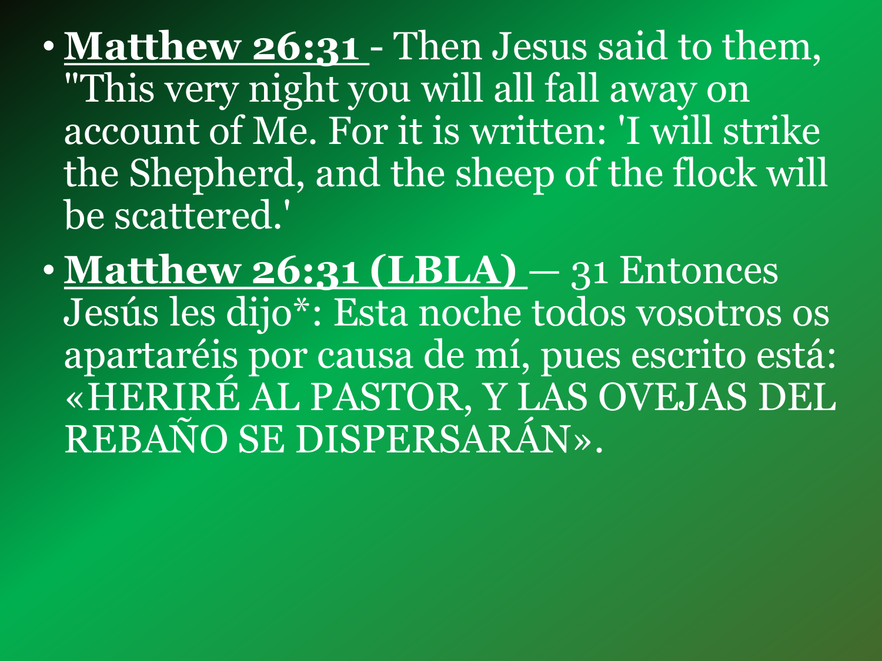- **Matthew 26:31** - Then Jesus said to them, "This very night you will all fall away on account of Me. For it is written: 'I will strike the Shepherd, and the sheep of the flock will be scattered.'
- **Matthew 26:31 (LBLA)** — 31 Entonces Jesús les dijo*: Esta noche todos vosotros os apartaréis por causa de mí, pues escrito está: «HERIRÉ AL PASTOR, Y LAS OVEJAS DEL REBAÑO SE DISPERSARÁN».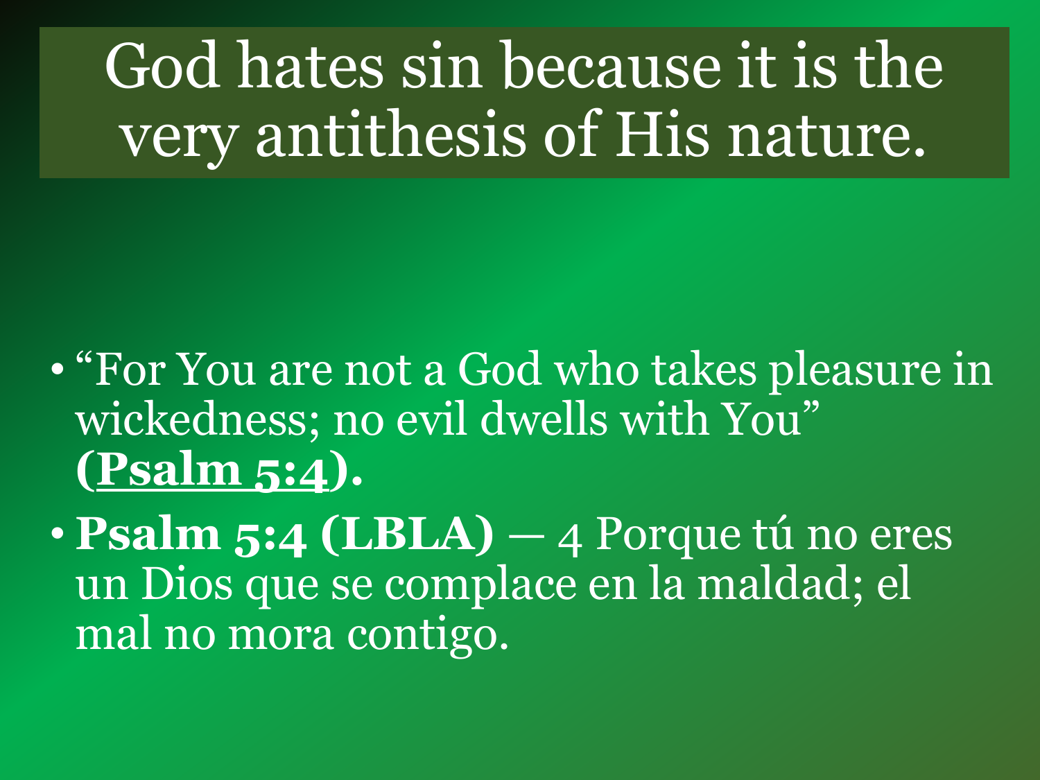# God hates sin because it is the very antithesis of His nature.

- "For You are not a God who takes pleasure in wickedness; no evil dwells with You" **(Psalm 5:4).**
- **Psalm 5:4 (LBLA)** — 4 Porque tú no eres un Dios que se complace en la maldad; el mal no mora contigo.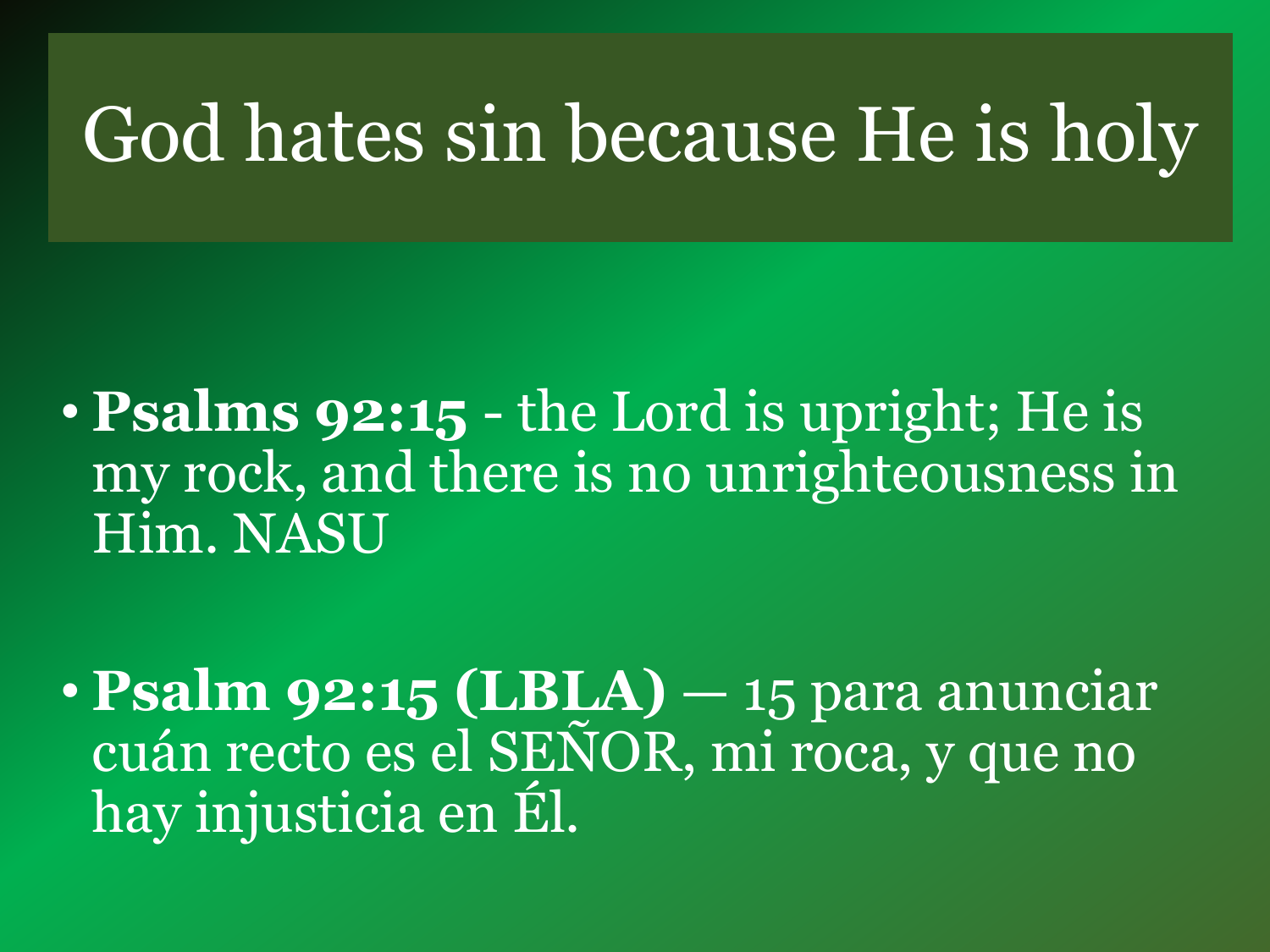# God hates sin because He is holy

- **Psalms 92:15** - the Lord is upright; He is my rock, and there is no unrighteousness in Him. NASU

- **Psalm 92:15 (LBLA)** — 15 para anunciar cuán recto es el SEÑOR, mi roca, y que no hay injusticia en Él.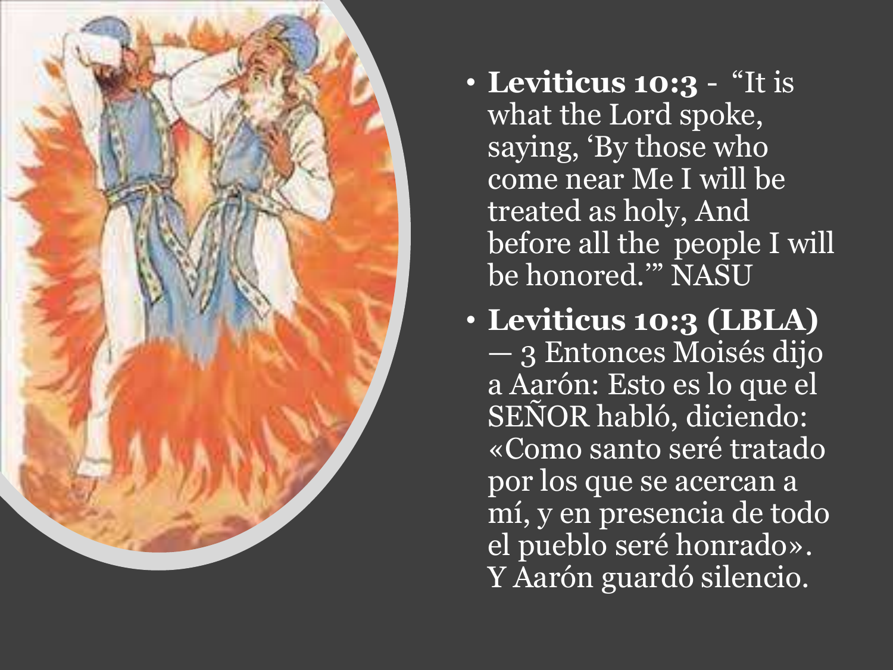- **Leviticus 10:3** - "It is what the Lord spoke, saying, 'By those who come near Me I will be treated as holy, And before all the people I will be honored.'" NASU
- **Leviticus 10:3 (LBLA)** — 3 Entonces Moisés dijo a Aarón: Esto es lo que el SEÑOR habló, diciendo: «Como santo seré tratado por los que se acercan a mí, y en presencia de todo el pueblo seré honrado». Y Aarón guardó silencio.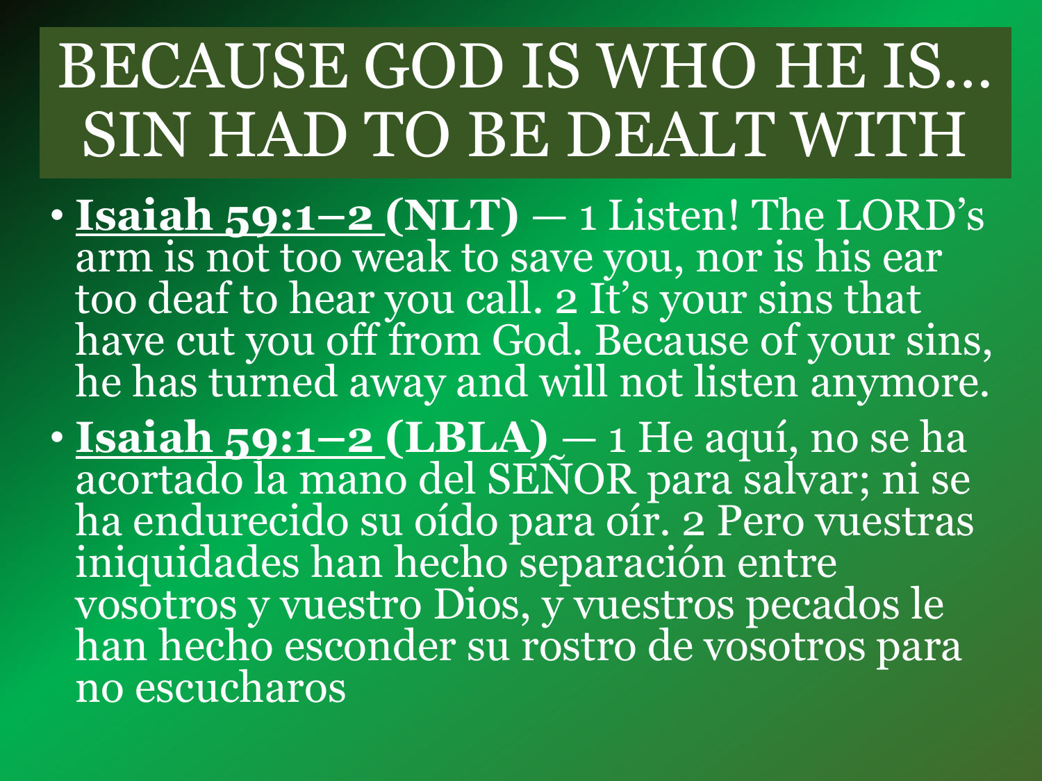# BECAUSE GOD IS WHO HE IS… SIN HAD TO BE DEALT WITH

- **Isaiah 59:1–2 (NLT)** — 1 Listen! The LORD's arm is not too weak to save you, nor is his ear too deaf to hear you call. 2 It's your sins that have cut you off from God. Because of your sins, he has turned away and will not listen anymore.
- **Isaiah 59:1–2 (LBLA)** — 1 He aquí, no se ha acortado la mano del SEÑOR para salvar; ni se ha endurecido su oído para oír. 2 Pero vuestras iniquidades han hecho separación entre vosotros y vuestro Dios, y vuestros pecados le han hecho esconder su rostro de vosotros para no escucharos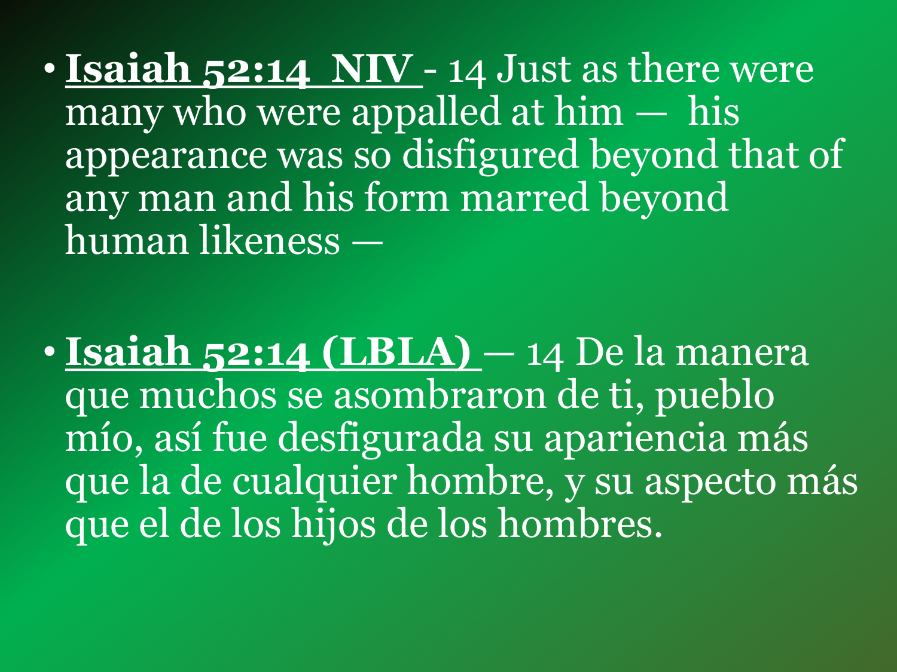- **Isaiah 52:14 NIV** - 14 Just as there were many who were appalled at him — his appearance was so disfigured beyond that of any man and his form marred beyond human likeness —

- **Isaiah 52:14 (LBLA)** — 14 De la manera que muchos se asombraron de ti, pueblo mío, así fue desfigurada su apariencia más que la de cualquier hombre, y su aspecto más que el de los hijos de los hombres.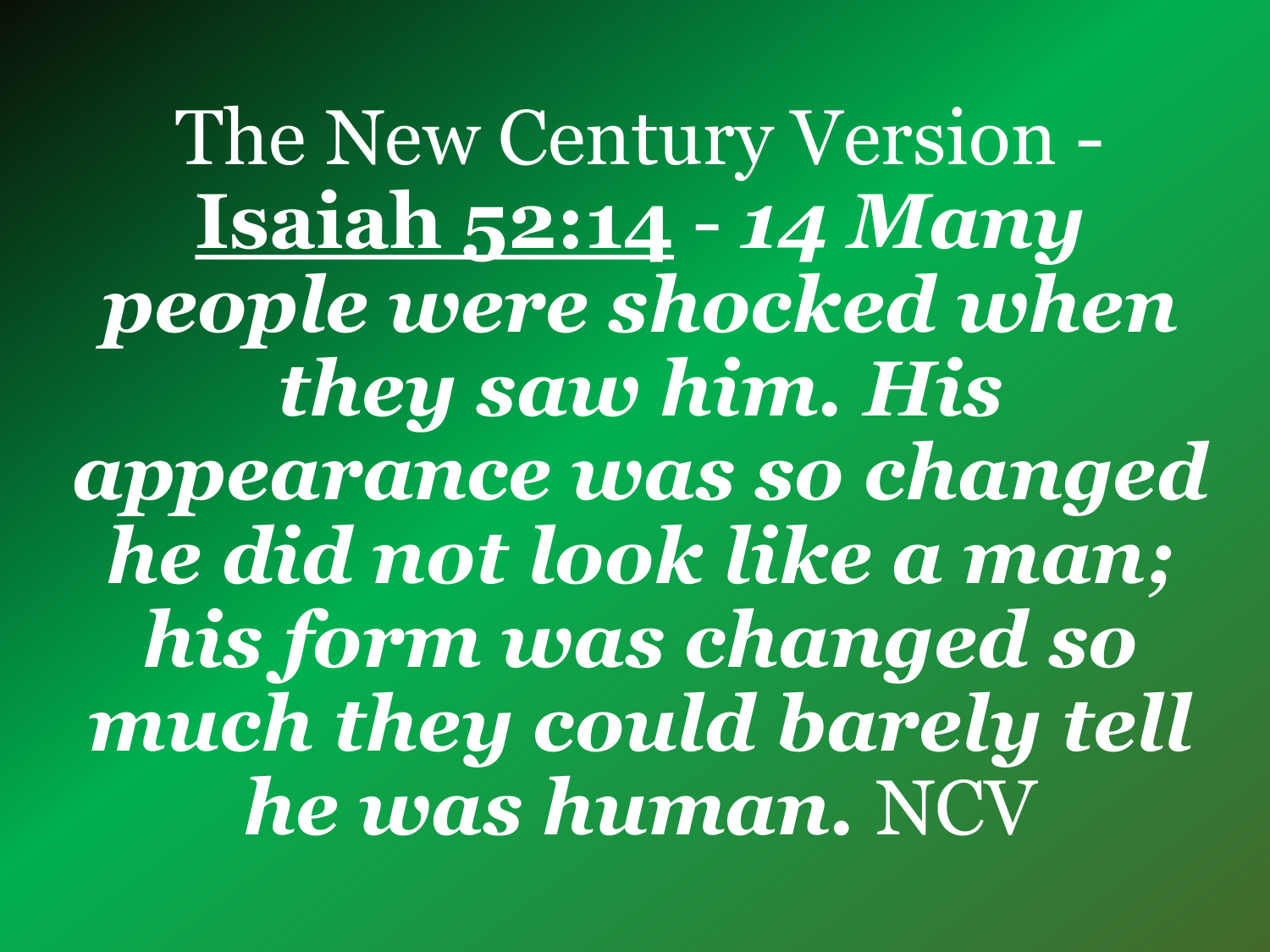The New Century Version - **<u>Isaiah 52:14</u>** - ***14 Many people were shocked when they saw him. His appearance was so changed he did not look like a man; his form was changed so much they could barely tell he was human.*** NCV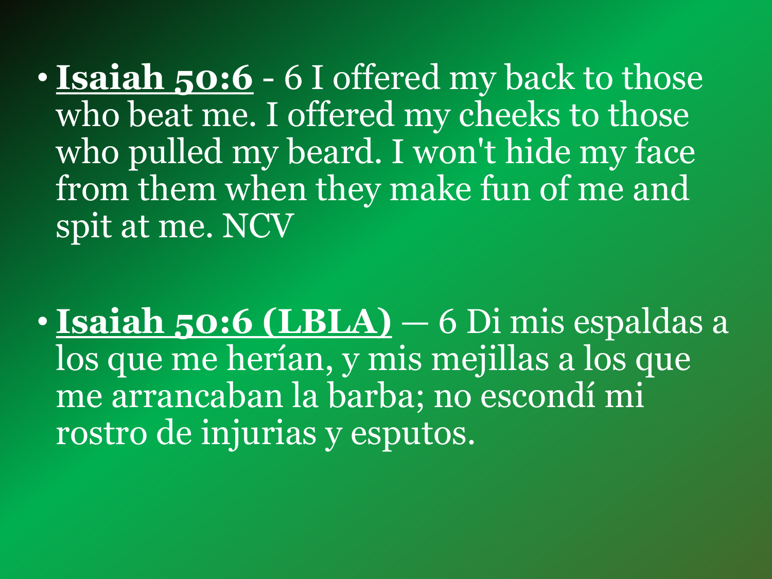- **Isaiah 50:6** - 6 I offered my back to those who beat me. I offered my cheeks to those who pulled my beard. I won't hide my face from them when they make fun of me and spit at me. NCV

- **Isaiah 50:6 (LBLA)** — 6 Di mis espaldas a los que me herían, y mis mejillas a los que me arrancaban la barba; no escondí mi rostro de injurias y esputos.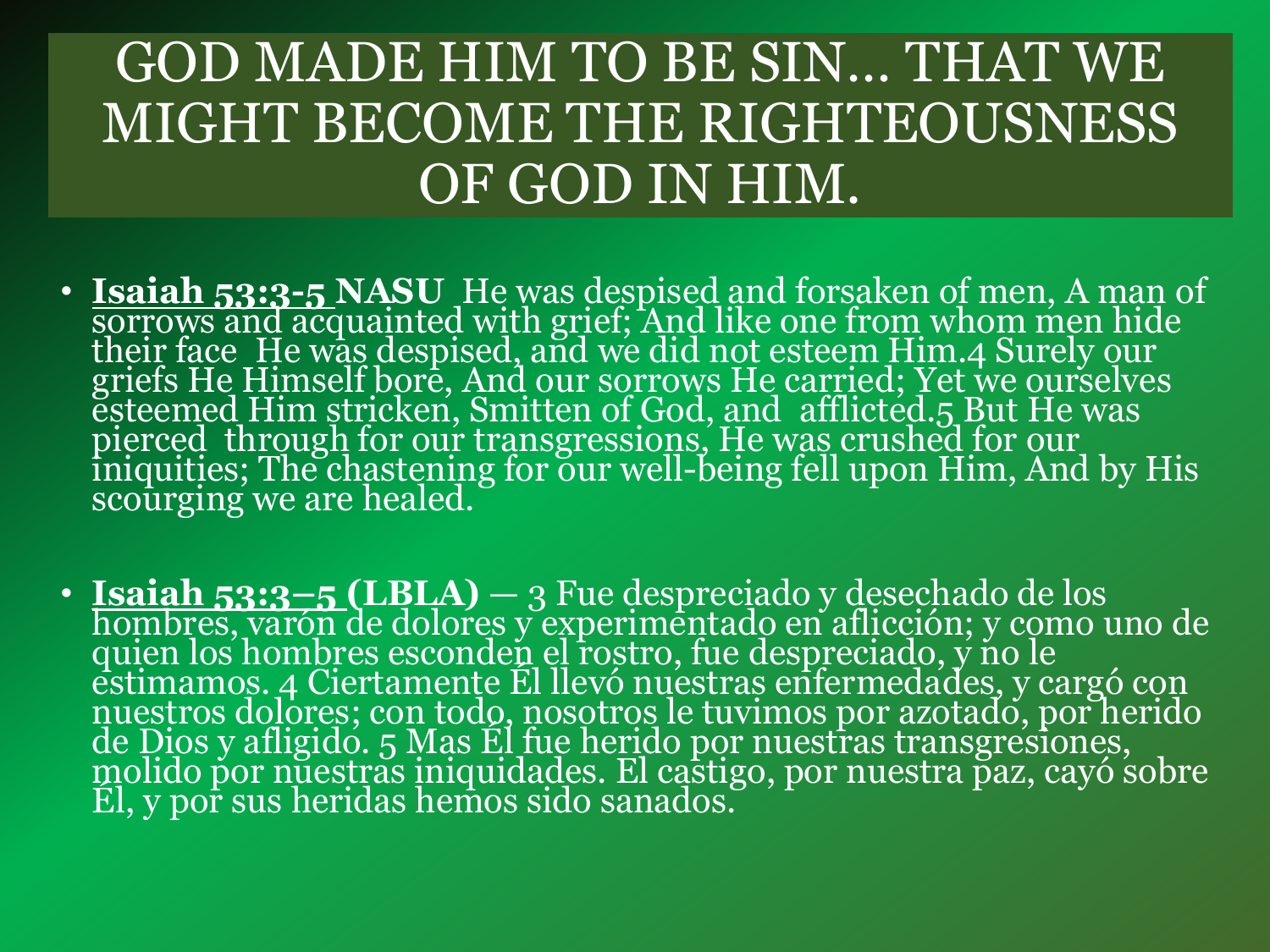# GOD MADE HIM TO BE SIN… THAT WE MIGHT BECOME THE RIGHTEOUSNESS OF GOD IN HIM.

- **Isaiah 53:3-5 NASU** He was despised and forsaken of men, A man of sorrows and acquainted with grief; And like one from whom men hide their face He was despised, and we did not esteem Him.4 Surely our griefs He Himself bore, And our sorrows He carried; Yet we ourselves esteemed Him stricken, Smitten of God, and afflicted.5 But He was pierced through for our transgressions, He was crushed for our iniquities; The chastening for our well-being fell upon Him, And by His scourging we are healed.

- **Isaiah 53:3–5 (LBLA)** — 3 Fue despreciado y desechado de los hombres, varón de dolores y experimentado en aflicción; y como uno de quien los hombres esconden el rostro, fue despreciado, y no le estimamos. 4 Ciertamente Él llevó nuestras enfermedades, y cargó con nuestros dolores; con todo, nosotros le tuvimos por azotado, por herido de Dios y afligido. 5 Mas Él fue herido por nuestras transgresiones, molido por nuestras iniquidades. El castigo, por nuestra paz, cayó sobre Él, y por sus heridas hemos sido sanados.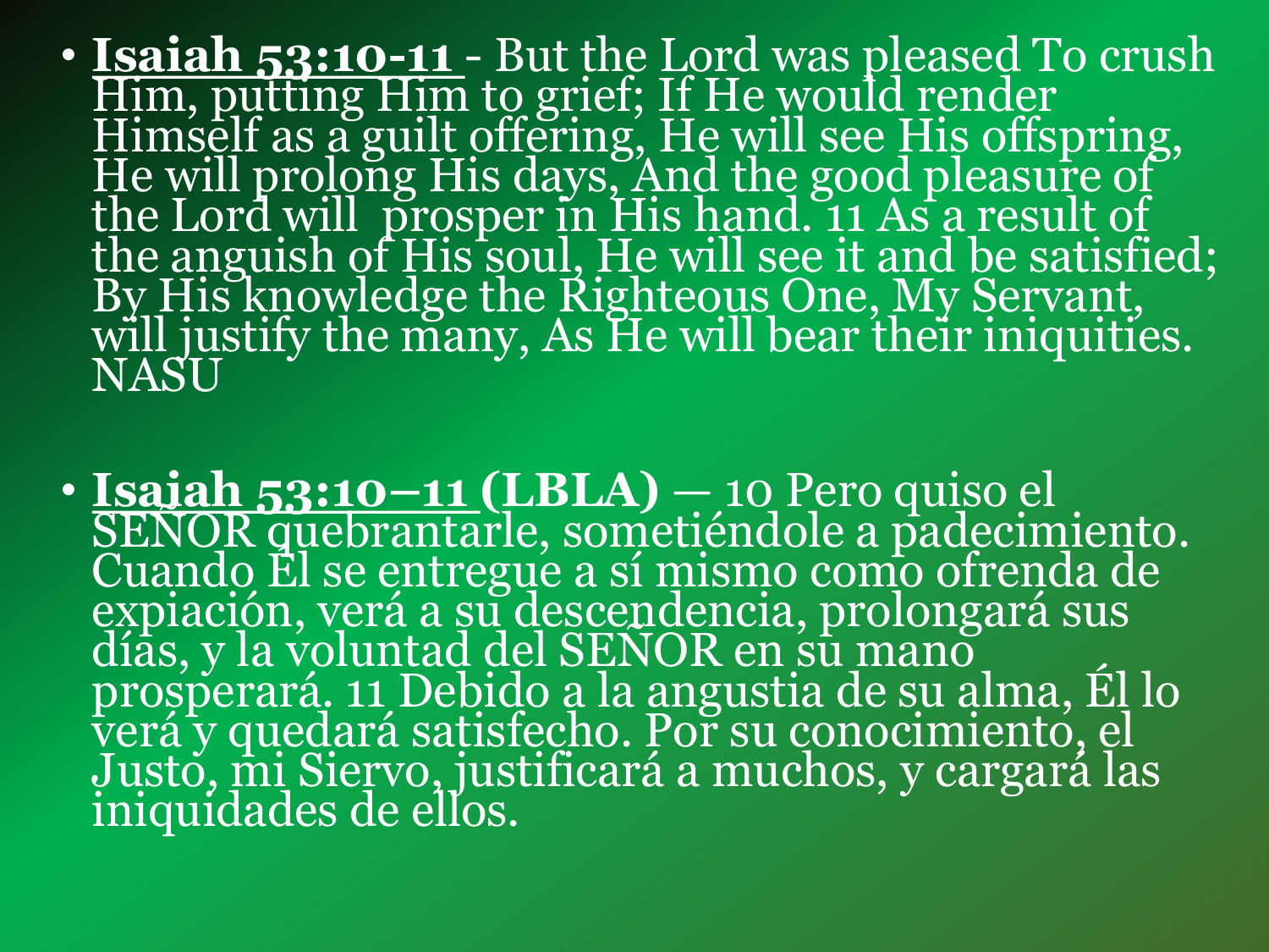- **Isaiah 53:10-11** - But the Lord was pleased To crush Him, putting Him to grief; If He would render Himself as a guilt offering, He will see His offspring, He will prolong His days, And the good pleasure of the Lord will  prosper in His hand. 11 As a result of the anguish of His soul, He will see it and be satisfied; By His knowledge the Righteous One, My Servant, will justify the many, As He will bear their iniquities. NASU

- **Isaiah 53:10–11 (LBLA)** — 10 Pero quiso el SEÑOR quebrantarle, sometiéndole a padecimiento. Cuando Él se entregue a sí mismo como ofrenda de expiación, verá a su descendencia, prolongará sus días, y la voluntad del SEÑOR en su mano prosperará. 11 Debido a la angustia de su alma, Él lo verá y quedará satisfecho. Por su conocimiento, el Justo, mi Siervo, justificará a muchos, y cargará las iniquidades de ellos.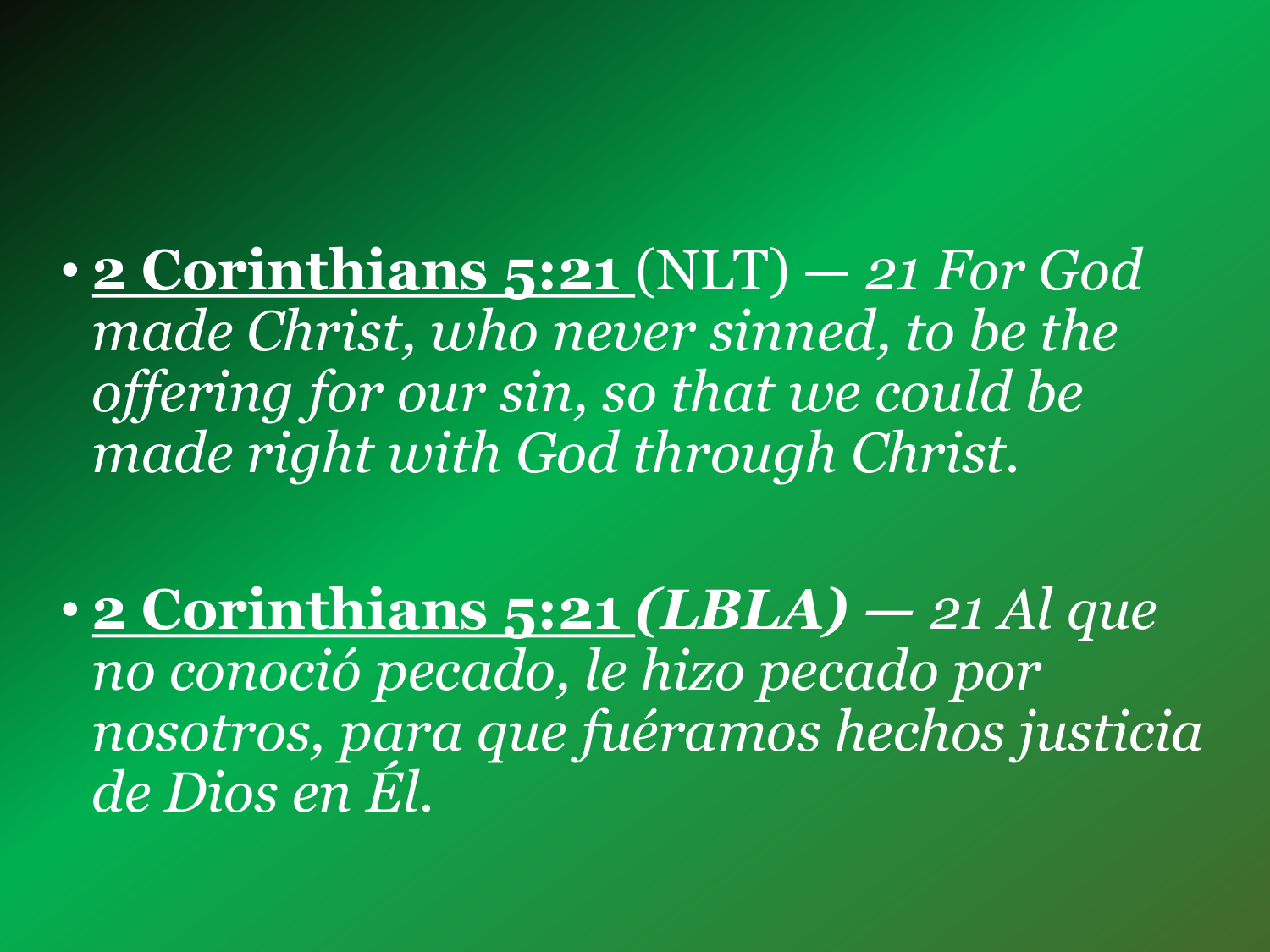- **2 Corinthians 5:21** (NLT) — *21 For God made Christ, who never sinned, to be the offering for our sin, so that we could be made right with God through Christ.*

- **2 Corinthians 5:21** ***(LBLA)*** **—** *21 Al que no conoció pecado, le hizo pecado por nosotros, para que fuéramos hechos justicia de Dios en Él.*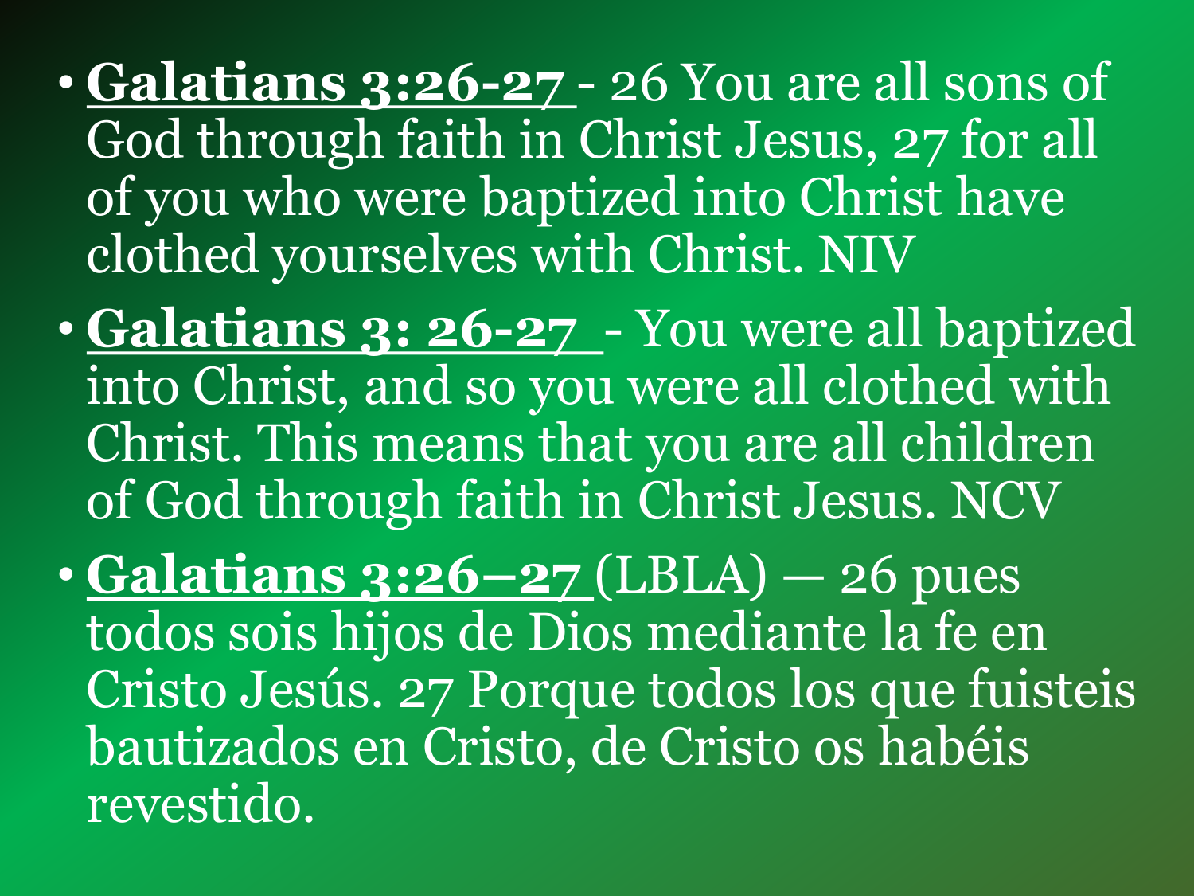- **Galatians 3:26-27** - 26 You are all sons of God through faith in Christ Jesus, 27 for all of you who were baptized into Christ have clothed yourselves with Christ. NIV
- **Galatians 3: 26-27** - You were all baptized into Christ, and so you were all clothed with Christ. This means that you are all children of God through faith in Christ Jesus. NCV
- **Galatians 3:26–27** (LBLA) — 26 pues todos sois hijos de Dios mediante la fe en Cristo Jesús. 27 Porque todos los que fuisteis bautizados en Cristo, de Cristo os habéis revestido.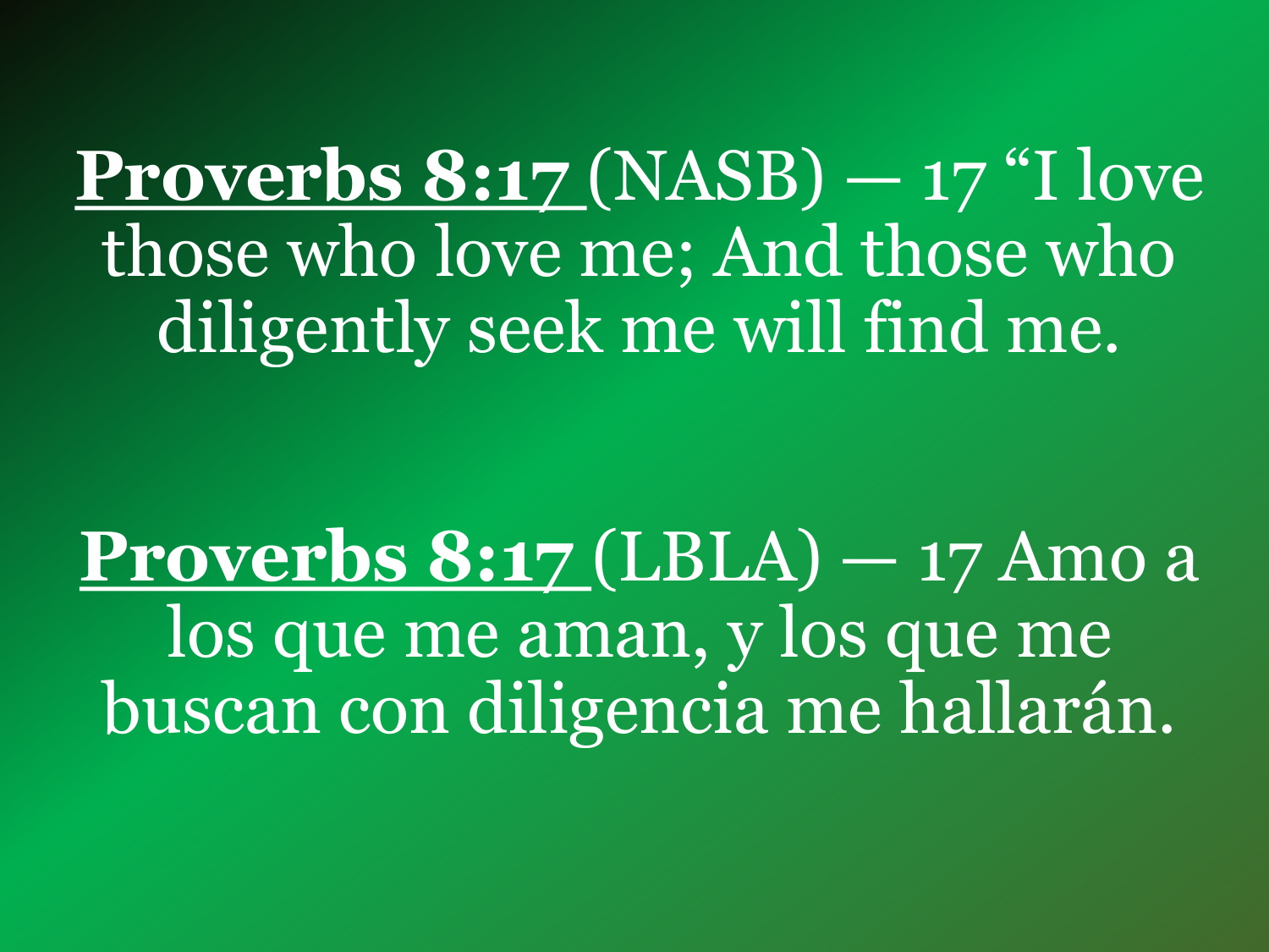**Proverbs 8:17** (NASB) — 17 “I love those who love me; And those who diligently seek me will find me.

**Proverbs 8:17** (LBLA) — 17 Amo a los que me aman, y los que me buscan con diligencia me hallarán.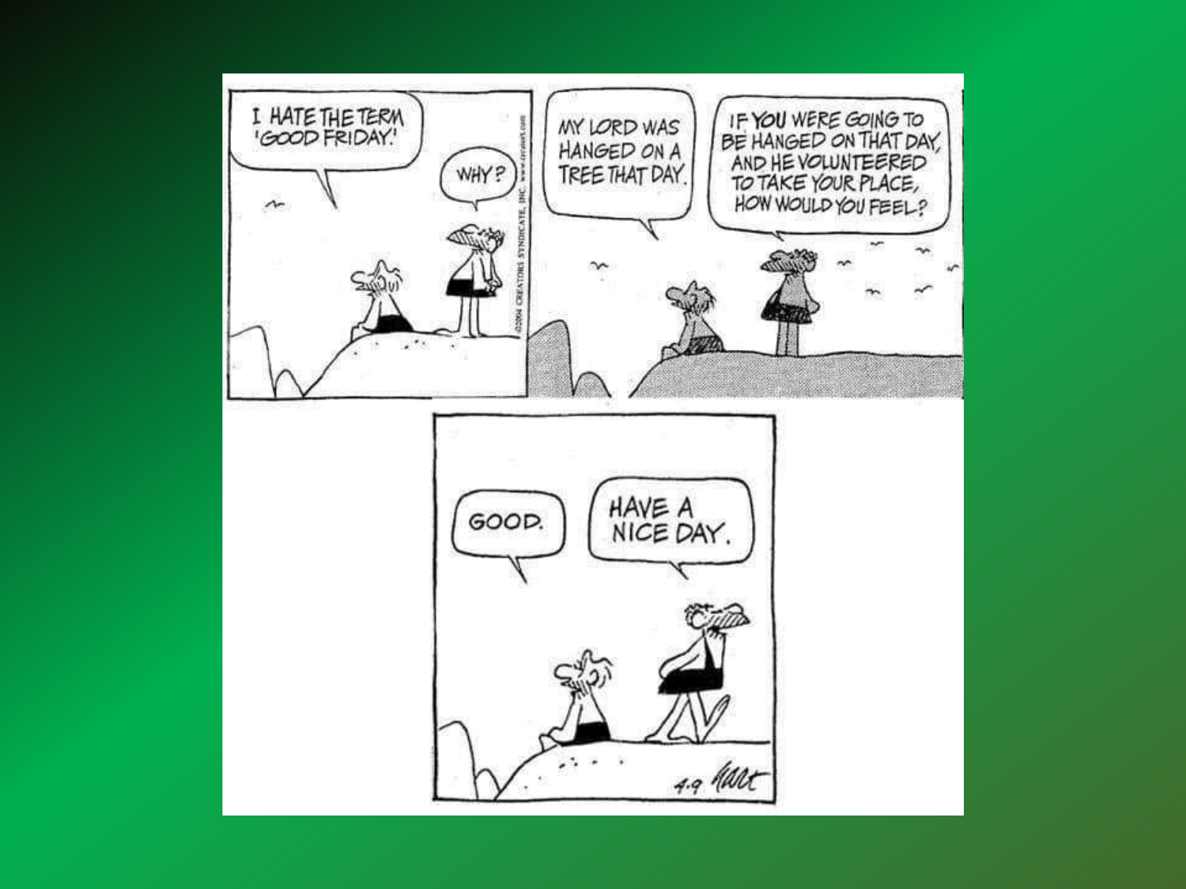I HATE THE TERM 'GOOD FRIDAY.'

WHY?

MY LORD WAS HANGED ON A TREE THAT DAY.

IF YOU WERE GOING TO BE HANGED ON THAT DAY, AND HE VOLUNTEERED TO TAKE YOUR PLACE, HOW WOULD YOU FEEL?

GOOD.

HAVE A NICE DAY.

©2004 CREATORS SYNDICATE, INC. www.creators.com

4-9 Hart